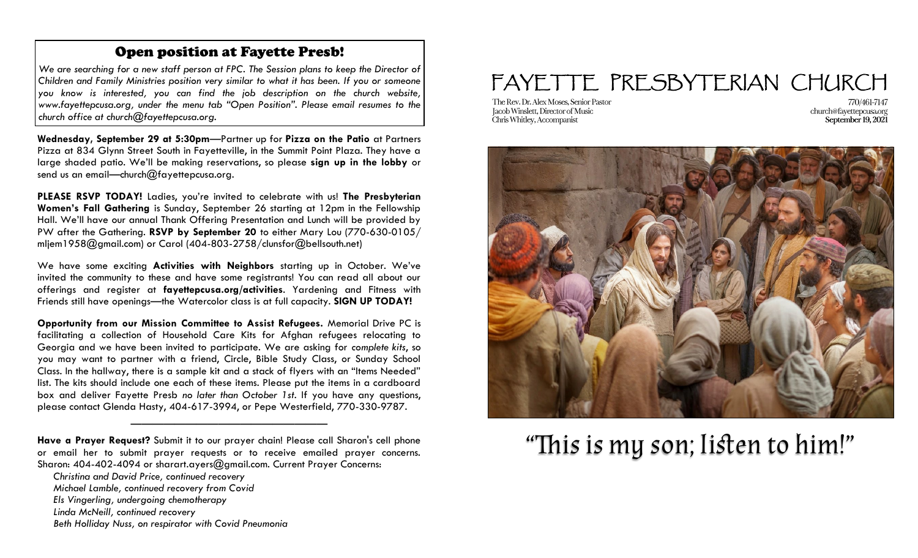## Open position at Fayette Presb!

*We are searching for a new staff person at FPC. The Session plans to keep the Director of Children and Family Ministries position very similar to what it has been. If you or someone you know is interested, you can find the job description on the church website, www.fayettepcusa.org, under the menu tab "Open Position". Please email resumes to the church office at church@fayettepcusa.org.*

**Wednesday, September 29 at 5:30pm**—Partner up for **Pizza on the Patio** at Partners Pizza at 834 Glynn Street South in Fayetteville, in the Summit Point Plaza. They have a large shaded patio. We'll be making reservations, so please **sign up in the lobby** or send us an email—church@fayettepcusa.org.

**PLEASE RSVP TODAY!** Ladies, you're invited to celebrate with us! **The Presbyterian Women's Fall Gathering** is Sunday, September 26 starting at 12pm in the Fellowship Hall. We'll have our annual Thank Offering Presentation and Lunch will be provided by PW after the Gathering. **RSVP by September 20** to either Mary Lou (770-630-0105/ mljem1958@gmail.com) or Carol (404-803-2758/clunsfor@bellsouth.net)

We have some exciting **Activities with Neighbors** starting up in October. We've invited the community to these and have some registrants! You can read all about our offerings and register at **fayettepcusa.org/activities**. Yardening and Fitness with Friends still have openings—the Watercolor class is at full capacity. **SIGN UP TODAY!**

**Opportunity from our Mission Committee to Assist Refugees.** Memorial Drive PC is facilitating a collection of Household Care Kits for Afghan refugees relocating to Georgia and we have been invited to participate. We are asking for *complete kits*, so you may want to partner with a friend, Circle, Bible Study Class, or Sunday School Class. In the hallway, there is a sample kit and a stack of flyers with an "Items Needed" list. The kits should include one each of these items. Please put the items in a cardboard box and deliver Fayette Presb *no later than October 1st*. If you have any questions, please contact Glenda Hasty, 404-617-3994, or Pepe Westerfield, 770-330-9787.

---

**Have a Prayer Request?** Submit it to our prayer chain! Please call Sharon's cell phone or email her to submit prayer requests or to receive emailed prayer concerns. Sharon: 404-402-4094 or sharart.ayers@gmail.com. Current Prayer Concerns:

*Christina and David Price, continued recovery*
*Michael Lamble, continued recovery from Covid*
*Els Vingerling, undergoing chemotherapy*
*Linda McNeill, continued recovery*
*Beth Holliday Nuss, on respirator with Covid Pneumonia*

# FAYETTE PRESBYTERIAN CHURCH

The Rev. Dr. Alex Moses, Senior Pastor
Jacob Winslett, Director of Music
Chris Whitley, Accompanist

770/461-7147
church@fayettepcusa.org
**September 19, 2021**

# "This is my son; listen to him!"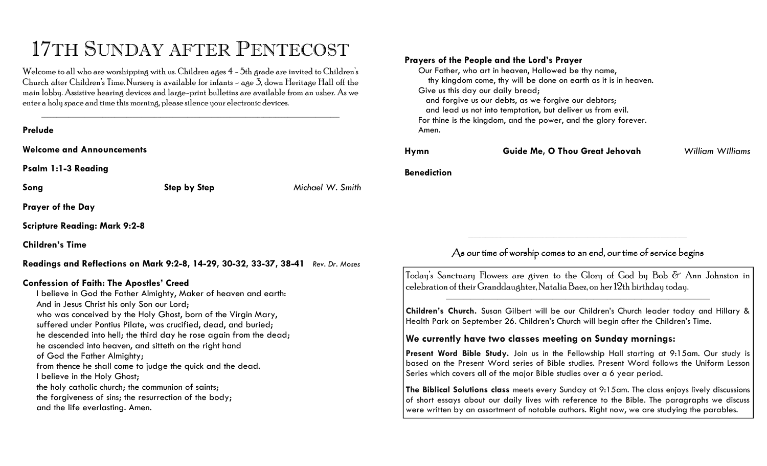# 17TH SUNDAY AFTER PENTECOST

Welcome to all who are worshipping with us. Children ages 4 - 5th grade are invited to Children's Church after Children's Time. Nursery is available for infants - age 3, down Heritage Hall off the main lobby. Assistive hearing devices and large-print bulletins are available from an usher. As we enter a holy space and time this morning, please silence your electronic devices.

---

**Prelude**

**Welcome and Announcements**

**Psalm 1:1-3 Reading**

**Song** — **Step by Step** — *Michael W. Smith*

**Prayer of the Day**

**Scripture Reading: Mark 9:2-8**

**Children's Time**

**Readings and Reflections on Mark 9:2-8, 14-29, 30-32, 33-37, 38-41** — *Rev. Dr. Moses*

**Confession of Faith: The Apostles' Creed**

I believe in God the Father Almighty, Maker of heaven and earth:
And in Jesus Christ his only Son our Lord;
who was conceived by the Holy Ghost, born of the Virgin Mary,
suffered under Pontius Pilate, was crucified, dead, and buried;
he descended into hell; the third day he rose again from the dead;
he ascended into heaven, and sitteth on the right hand
of God the Father Almighty;
from thence he shall come to judge the quick and the dead.
I believe in the Holy Ghost;
the holy catholic church; the communion of saints;
the forgiveness of sins; the resurrection of the body;
and the life everlasting. Amen.

**Prayers of the People and the Lord's Prayer**

Our Father, who art in heaven, Hallowed be thy name,
thy kingdom come, thy will be done on earth as it is in heaven.
Give us this day our daily bread;
and forgive us our debts, as we forgive our debtors;
and lead us not into temptation, but deliver us from evil.
For thine is the kingdom, and the power, and the glory forever.
Amen.

**Hymn** — **Guide Me, O Thou Great Jehovah** — *William WIlliams*

**Benediction**

---

As our time of worship comes to an end, our time of service begins

Today's Sanctuary Flowers are given to the Glory of God by Bob & Ann Johnston in celebration of their Granddaughter, Natalia Baez, on her 12th birthday today.

---

**Children's Church.** Susan Gilbert will be our Children's Church leader today and Hillary & Health Park on September 26. Children's Church will begin after the Children's Time.

### We currently have two classes meeting on Sunday mornings:

**Present Word Bible Study.** Join us in the Fellowship Hall starting at 9:15am. Our study is based on the Present Word series of Bible studies. Present Word follows the Uniform Lesson Series which covers all of the major Bible studies over a 6 year period.

**The Biblical Solutions class** meets every Sunday at 9:15am. The class enjoys lively discussions of short essays about our daily lives with reference to the Bible. The paragraphs we discuss were written by an assortment of notable authors. Right now, we are studying the parables.